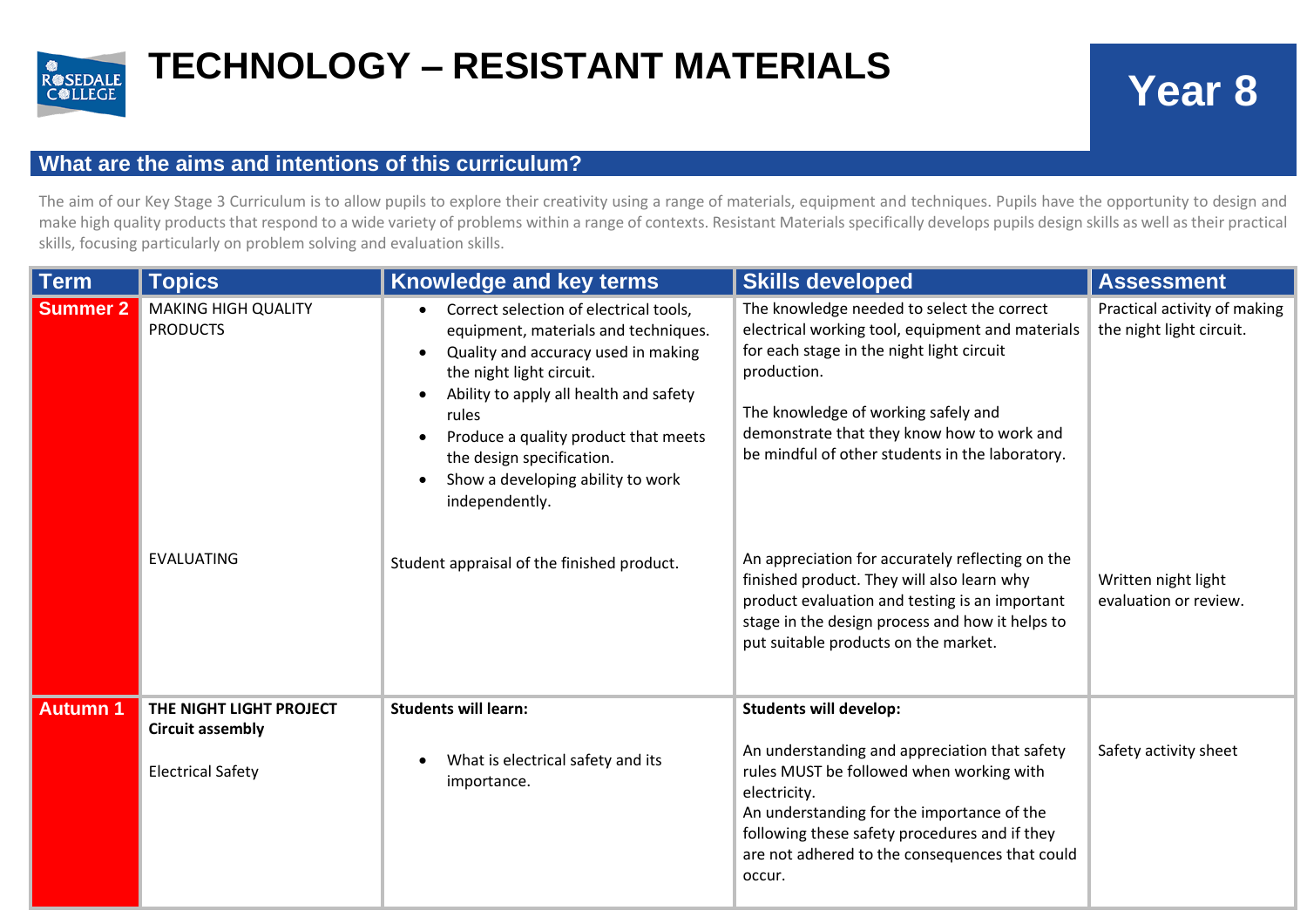# TECHNOLOGY – RESISTANT MATERIALS

## Year 8

## What are the aims and intentions of this curriculum?

The aim of our Key Stage 3 Curriculum is to allow pupils to explore their creativity using a range of materials, equipment and techniques. Pupils have the opportunity to design and make high quality products that respond to a wide variety of problems within a range of contexts. Resistant Materials specifically develops pupils design skills as well as their practical skills, focusing particularly on problem solving and evaluation skills.

| Term | Topics | Knowledge and key terms | Skills developed | Assessment |
|---|---|---|---|---|
| **Summer 2** | MAKING HIGH QUALITY PRODUCTS | • Correct selection of electrical tools, equipment, materials and techniques.<br>• Quality and accuracy used in making the night light circuit.<br>• Ability to apply all health and safety rules<br>• Produce a quality product that meets the design specification.<br>• Show a developing ability to work independently. | The knowledge needed to select the correct electrical working tool, equipment and materials for each stage in the night light circuit production.<br><br>The knowledge of working safely and demonstrate that they know how to work and be mindful of other students in the laboratory. | Practical activity of making the night light circuit. |
| | EVALUATING | Student appraisal of the finished product. | An appreciation for accurately reflecting on the finished product. They will also learn why product evaluation and testing is an important stage in the design process and how it helps to put suitable products on the market. | Written night light evaluation or review. |
| **Autumn 1** | **THE NIGHT LIGHT PROJECT**<br>**Circuit assembly**<br><br>Electrical Safety | **Students will learn:**<br><br>• What is electrical safety and its importance. | **Students will develop:**<br><br>An understanding and appreciation that safety rules MUST be followed when working with electricity.<br>An understanding for the importance of the following these safety procedures and if they are not adhered to the consequences that could occur. | Safety activity sheet |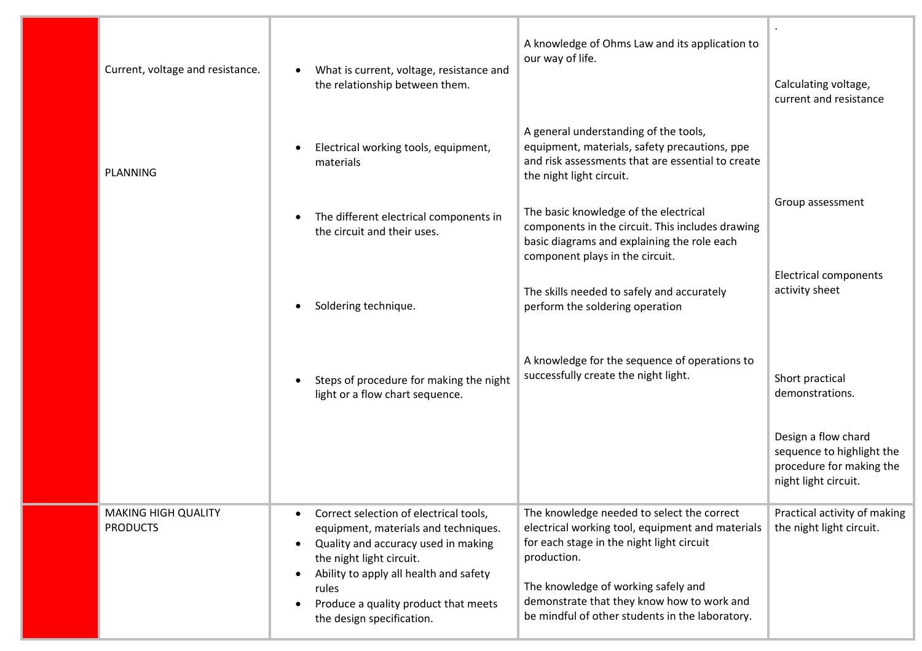| | | | | |
|---|---|---|---|---|
| | Current, voltage and resistance.<br><br>PLANNING | • What is current, voltage, resistance and the relationship between them.<br><br>• Electrical working tools, equipment, materials<br><br>• The different electrical components in the circuit and their uses.<br><br>• Soldering technique.<br><br>• Steps of procedure for making the night light or a flow chart sequence. | A knowledge of Ohms Law and its application to our way of life.<br><br>A general understanding of the tools, equipment, materials, safety precautions, ppe and risk assessments that are essential to create the night light circuit.<br><br>The basic knowledge of the electrical components in the circuit. This includes drawing basic diagrams and explaining the role each component plays in the circuit.<br><br>The skills needed to safely and accurately perform the soldering operation<br><br>A knowledge for the sequence of operations to successfully create the night light. | .<br><br>Calculating voltage, current and resistance<br><br>Group assessment<br><br>Electrical components activity sheet<br><br>Short practical demonstrations.<br><br>Design a flow chard sequence to highlight the procedure for making the night light circuit. |
| | MAKING HIGH QUALITY PRODUCTS | • Correct selection of electrical tools, equipment, materials and techniques.<br>• Quality and accuracy used in making the night light circuit.<br>• Ability to apply all health and safety rules<br>• Produce a quality product that meets the design specification. | The knowledge needed to select the correct electrical working tool, equipment and materials for each stage in the night light circuit production.<br><br>The knowledge of working safely and demonstrate that they know how to work and be mindful of other students in the laboratory. | Practical activity of making the night light circuit. |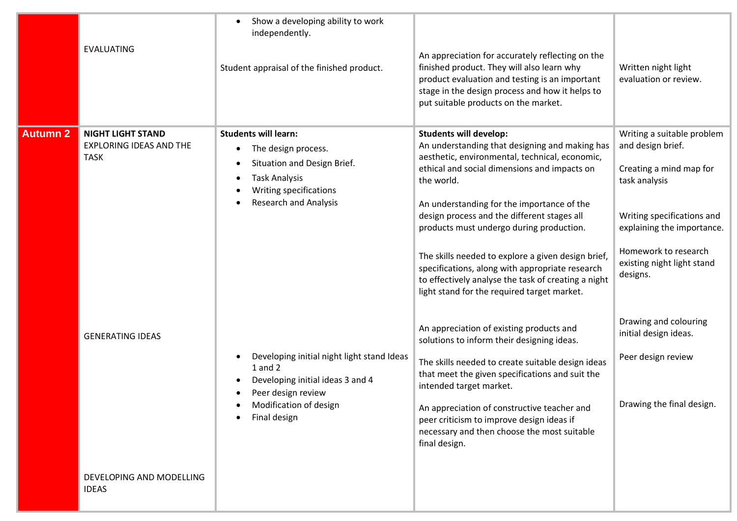| | | | | |
|---|---|---|---|---|
| | EVALUATING | • Show a developing ability to work independently.<br><br>Student appraisal of the finished product. | An appreciation for accurately reflecting on the finished product. They will also learn why product evaluation and testing is an important stage in the design process and how it helps to put suitable products on the market. | Written night light evaluation or review. |
| **Autumn 2** | **NIGHT LIGHT STAND**<br>EXPLORING IDEAS AND THE TASK<br><br><br><br><br>GENERATING IDEAS<br><br><br><br><br>DEVELOPING AND MODELLING IDEAS | **Students will learn:**<br>• The design process.<br>• Situation and Design Brief.<br>• Task Analysis<br>• Writing specifications<br>• Research and Analysis<br><br><br>• Developing initial night light stand Ideas 1 and 2<br>• Developing initial ideas 3 and 4<br>• Peer design review<br>• Modification of design<br>• Final design | **Students will develop:**<br>An understanding that designing and making has aesthetic, environmental, technical, economic, ethical and social dimensions and impacts on the world.<br><br>An understanding for the importance of the design process and the different stages all products must undergo during production.<br><br>The skills needed to explore a given design brief, specifications, along with appropriate research to effectively analyse the task of creating a night light stand for the required target market.<br><br>An appreciation of existing products and solutions to inform their designing ideas.<br><br>The skills needed to create suitable design ideas that meet the given specifications and suit the intended target market.<br><br>An appreciation of constructive teacher and peer criticism to improve design ideas if necessary and then choose the most suitable final design. | Writing a suitable problem and design brief.<br><br>Creating a mind map for task analysis<br><br>Writing specifications and explaining the importance.<br><br>Homework to research existing night light stand designs.<br><br>Drawing and colouring initial design ideas.<br><br>Peer design review<br><br>Drawing the final design. |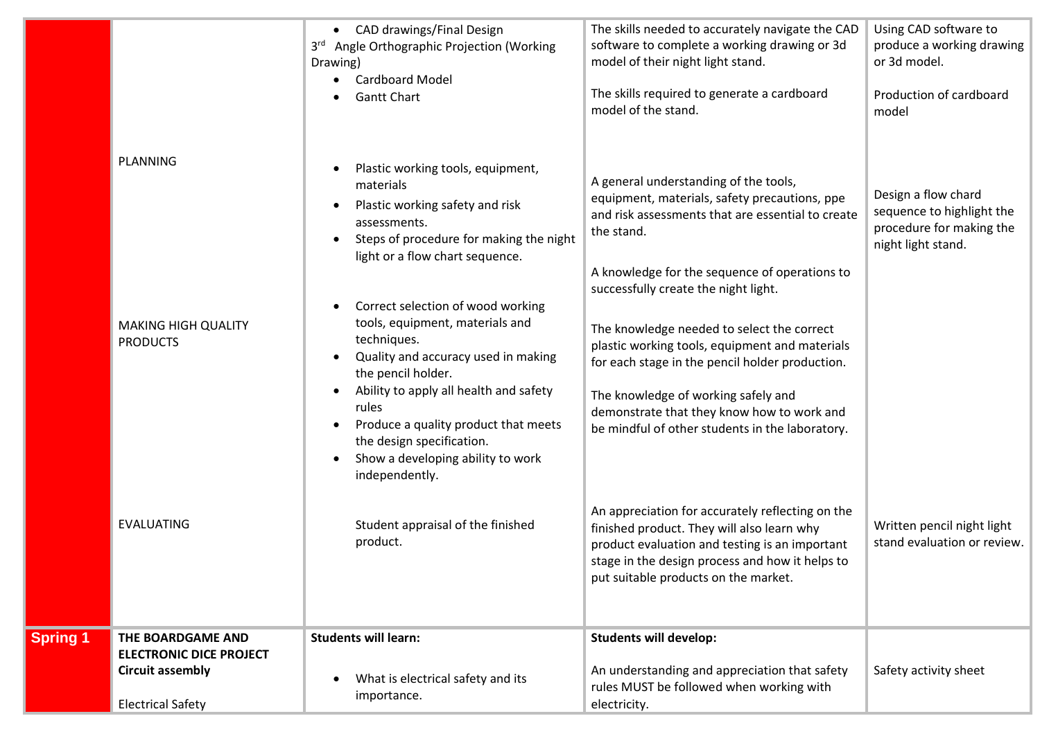| | | | | |
|---|---|---|---|---|
| | | • CAD drawings/Final Design<br>3rd Angle Orthographic Projection (Working Drawing)<br>• Cardboard Model<br>• Gantt Chart | The skills needed to accurately navigate the CAD software to complete a working drawing or 3d model of their night light stand.<br><br>The skills required to generate a cardboard model of the stand. | Using CAD software to produce a working drawing or 3d model.<br><br>Production of cardboard model |
| | PLANNING | • Plastic working tools, equipment, materials<br>• Plastic working safety and risk assessments.<br>• Steps of procedure for making the night light or a flow chart sequence. | A general understanding of the tools, equipment, materials, safety precautions, ppe and risk assessments that are essential to create the stand.<br><br>A knowledge for the sequence of operations to successfully create the night light. | Design a flow chard sequence to highlight the procedure for making the night light stand. |
| | MAKING HIGH QUALITY PRODUCTS | • Correct selection of wood working tools, equipment, materials and techniques.<br>• Quality and accuracy used in making the pencil holder.<br>• Ability to apply all health and safety rules<br>• Produce a quality product that meets the design specification.<br>• Show a developing ability to work independently. | The knowledge needed to select the correct plastic working tools, equipment and materials for each stage in the pencil holder production.<br><br>The knowledge of working safely and demonstrate that they know how to work and be mindful of other students in the laboratory. | |
| | EVALUATING | Student appraisal of the finished product. | An appreciation for accurately reflecting on the finished product. They will also learn why product evaluation and testing is an important stage in the design process and how it helps to put suitable products on the market. | Written pencil night light stand evaluation or review. |
| **Spring 1** | **THE BOARDGAME AND ELECTRONIC DICE PROJECT**<br>**Circuit assembly**<br><br>Electrical Safety | **Students will learn:**<br><br>• What is electrical safety and its importance. | **Students will develop:**<br><br>An understanding and appreciation that safety rules MUST be followed when working with electricity. | Safety activity sheet |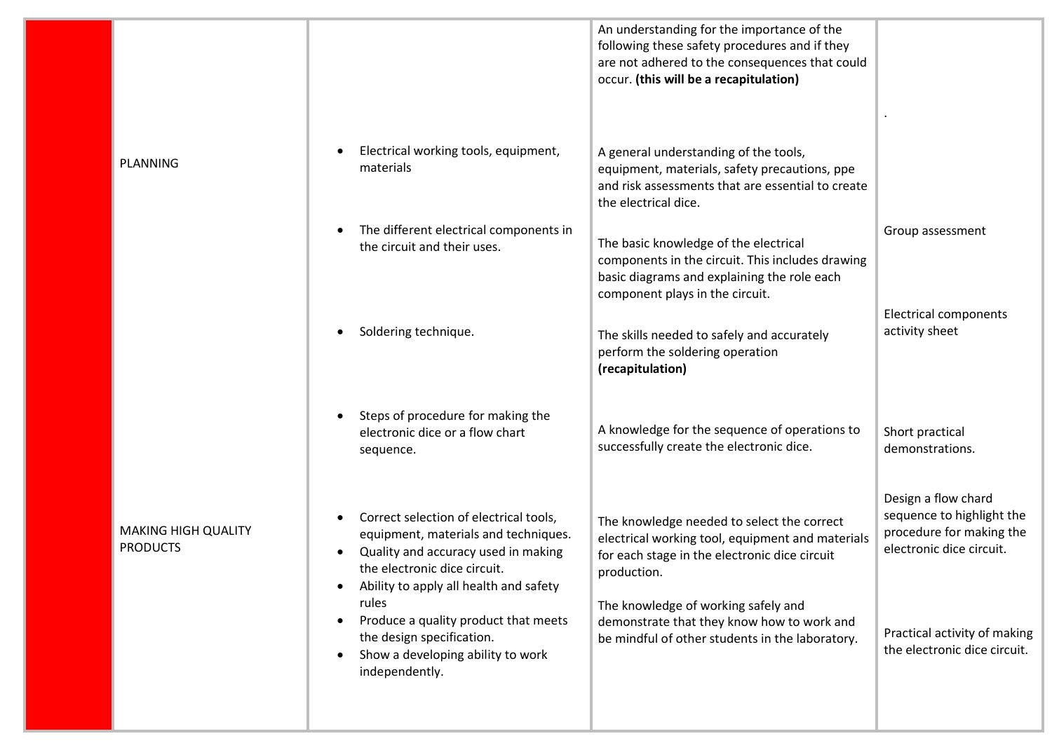| | | | | |
|---|---|---|---|---|
| | PLANNING | • Electrical working tools, equipment, materials<br>• The different electrical components in the circuit and their uses.<br>• Soldering technique.<br>• Steps of procedure for making the electronic dice or a flow chart sequence. | An understanding for the importance of the following these safety procedures and if they are not adhered to the consequences that could occur. **(this will be a recapitulation)**<br><br>A general understanding of the tools, equipment, materials, safety precautions, ppe and risk assessments that are essential to create the electrical dice.<br><br>The basic knowledge of the electrical components in the circuit. This includes drawing basic diagrams and explaining the role each component plays in the circuit.<br><br>The skills needed to safely and accurately perform the soldering operation **(recapitulation)**<br><br>A knowledge for the sequence of operations to successfully create the electronic dice. | .<br><br>Group assessment<br><br>Electrical components activity sheet<br><br>Short practical demonstrations.<br><br>Design a flow chard sequence to highlight the procedure for making the electronic dice circuit. |
| | MAKING HIGH QUALITY PRODUCTS | • Correct selection of electrical tools, equipment, materials and techniques.<br>• Quality and accuracy used in making the electronic dice circuit.<br>• Ability to apply all health and safety rules<br>• Produce a quality product that meets the design specification.<br>• Show a developing ability to work independently. | The knowledge needed to select the correct electrical working tool, equipment and materials for each stage in the electronic dice circuit production.<br><br>The knowledge of working safely and demonstrate that they know how to work and be mindful of other students in the laboratory. | Practical activity of making the electronic dice circuit. |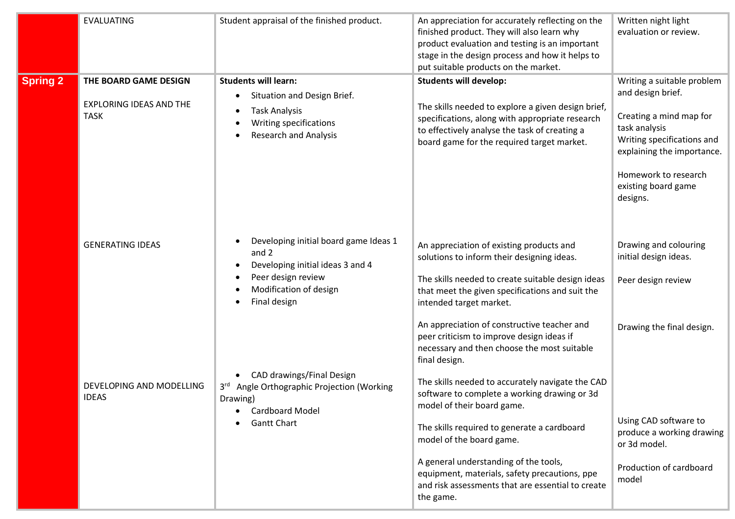|  |  |  |  |  |
|---|---|---|---|---|
|  | EVALUATING | Student appraisal of the finished product. | An appreciation for accurately reflecting on the finished product. They will also learn why product evaluation and testing is an important stage in the design process and how it helps to put suitable products on the market. | Written night light evaluation or review. |
| **Spring 2** | **THE BOARD GAME DESIGN**<br><br>EXPLORING IDEAS AND THE TASK | **Students will learn:**<br>• Situation and Design Brief.<br>• Task Analysis<br>• Writing specifications<br>• Research and Analysis | **Students will develop:**<br><br>The skills needed to explore a given design brief, specifications, along with appropriate research to effectively analyse the task of creating a board game for the required target market. | Writing a suitable problem and design brief.<br><br>Creating a mind map for task analysis<br>Writing specifications and explaining the importance.<br><br>Homework to research existing board game designs. |
|  | GENERATING IDEAS | • Developing initial board game Ideas 1 and 2<br>• Developing initial ideas 3 and 4<br>• Peer design review<br>• Modification of design<br>• Final design | An appreciation of existing products and solutions to inform their designing ideas.<br><br>The skills needed to create suitable design ideas that meet the given specifications and suit the intended target market.<br><br>An appreciation of constructive teacher and peer criticism to improve design ideas if necessary and then choose the most suitable final design. | Drawing and colouring initial design ideas.<br><br>Peer design review<br><br>Drawing the final design. |
|  | DEVELOPING AND MODELLING IDEAS | • CAD drawings/Final Design<br>3rd Angle Orthographic Projection (Working Drawing)<br>• Cardboard Model<br>• Gantt Chart | The skills needed to accurately navigate the CAD software to complete a working drawing or 3d model of their board game.<br><br>The skills required to generate a cardboard model of the board game.<br><br>A general understanding of the tools, equipment, materials, safety precautions, ppe and risk assessments that are essential to create the game. | Using CAD software to produce a working drawing or 3d model.<br><br>Production of cardboard model |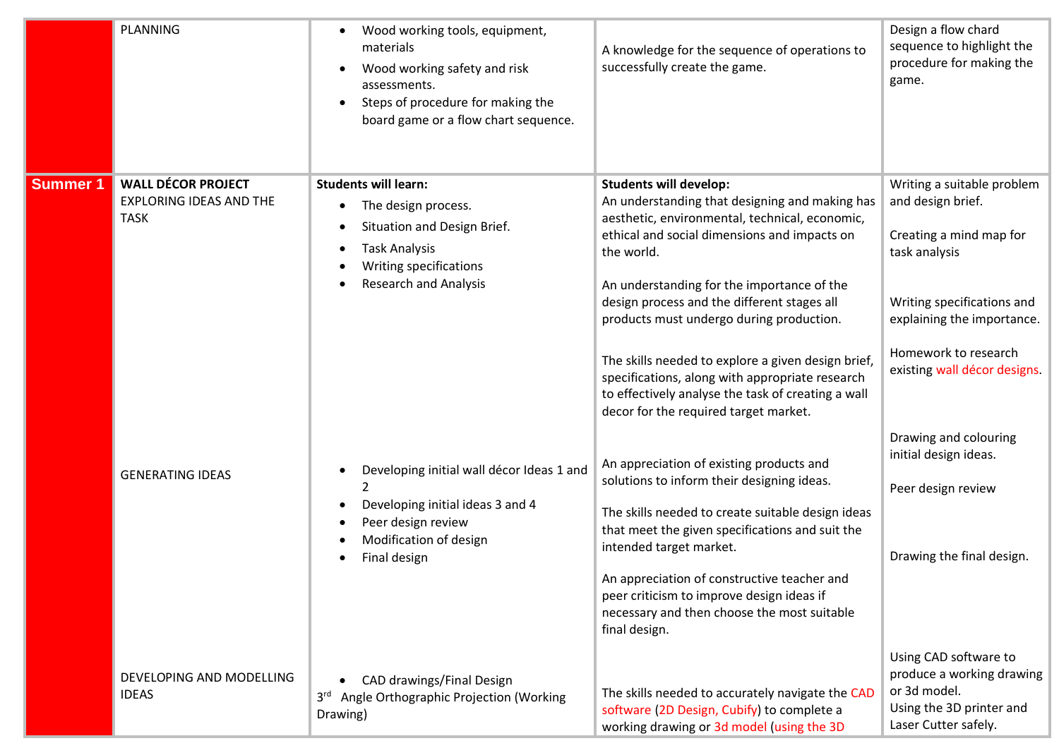| | | | | |
|---|---|---|---|---|
| | PLANNING | • Wood working tools, equipment, materials<br>• Wood working safety and risk assessments.<br>• Steps of procedure for making the board game or a flow chart sequence. | A knowledge for the sequence of operations to successfully create the game. | Design a flow chard sequence to highlight the procedure for making the game. |
| **Summer 1** | **WALL DÉCOR PROJECT**<br>EXPLORING IDEAS AND THE TASK | **Students will learn:**<br>• The design process.<br>• Situation and Design Brief.<br>• Task Analysis<br>• Writing specifications<br>• Research and Analysis | **Students will develop:**<br>An understanding that designing and making has aesthetic, environmental, technical, economic, ethical and social dimensions and impacts on the world.<br><br>An understanding for the importance of the design process and the different stages all products must undergo during production.<br><br>The skills needed to explore a given design brief, specifications, along with appropriate research to effectively analyse the task of creating a wall decor for the required target market. | Writing a suitable problem and design brief.<br><br>Creating a mind map for task analysis<br><br>Writing specifications and explaining the importance.<br><br>Homework to research existing wall décor designs. |
| | GENERATING IDEAS | • Developing initial wall décor Ideas 1 and 2<br>• Developing initial ideas 3 and 4<br>• Peer design review<br>• Modification of design<br>• Final design | An appreciation of existing products and solutions to inform their designing ideas.<br><br>The skills needed to create suitable design ideas that meet the given specifications and suit the intended target market.<br><br>An appreciation of constructive teacher and peer criticism to improve design ideas if necessary and then choose the most suitable final design. | Drawing and colouring initial design ideas.<br><br>Peer design review<br><br>Drawing the final design. |
| | DEVELOPING AND MODELLING IDEAS | • CAD drawings/Final Design<br>3rd Angle Orthographic Projection (Working Drawing) | The skills needed to accurately navigate the CAD software (2D Design, Cubify) to complete a working drawing or 3d model (using the 3D | Using CAD software to produce a working drawing or 3d model.<br>Using the 3D printer and Laser Cutter safely. |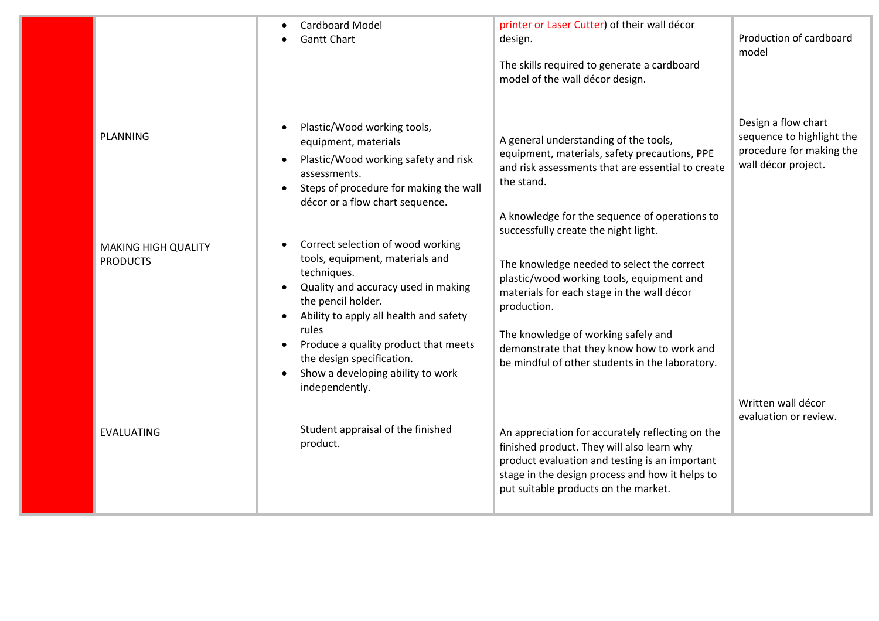| | | | | |
|---|---|---|---|---|
| | | • Cardboard Model<br>• Gantt Chart | printer or Laser Cutter) of their wall décor design.<br><br>The skills required to generate a cardboard model of the wall décor design. | Production of cardboard model |
| | PLANNING | • Plastic/Wood working tools, equipment, materials<br>• Plastic/Wood working safety and risk assessments.<br>• Steps of procedure for making the wall décor or a flow chart sequence. | A general understanding of the tools, equipment, materials, safety precautions, PPE and risk assessments that are essential to create the stand.<br><br>A knowledge for the sequence of operations to successfully create the night light. | Design a flow chart sequence to highlight the procedure for making the wall décor project. |
| | MAKING HIGH QUALITY PRODUCTS | • Correct selection of wood working tools, equipment, materials and techniques.<br>• Quality and accuracy used in making the pencil holder.<br>• Ability to apply all health and safety rules<br>• Produce a quality product that meets the design specification.<br>• Show a developing ability to work independently. | The knowledge needed to select the correct plastic/wood working tools, equipment and materials for each stage in the wall décor production.<br><br>The knowledge of working safely and demonstrate that they know how to work and be mindful of other students in the laboratory. | |
| | EVALUATING | Student appraisal of the finished product. | An appreciation for accurately reflecting on the finished product. They will also learn why product evaluation and testing is an important stage in the design process and how it helps to put suitable products on the market. | Written wall décor evaluation or review. |